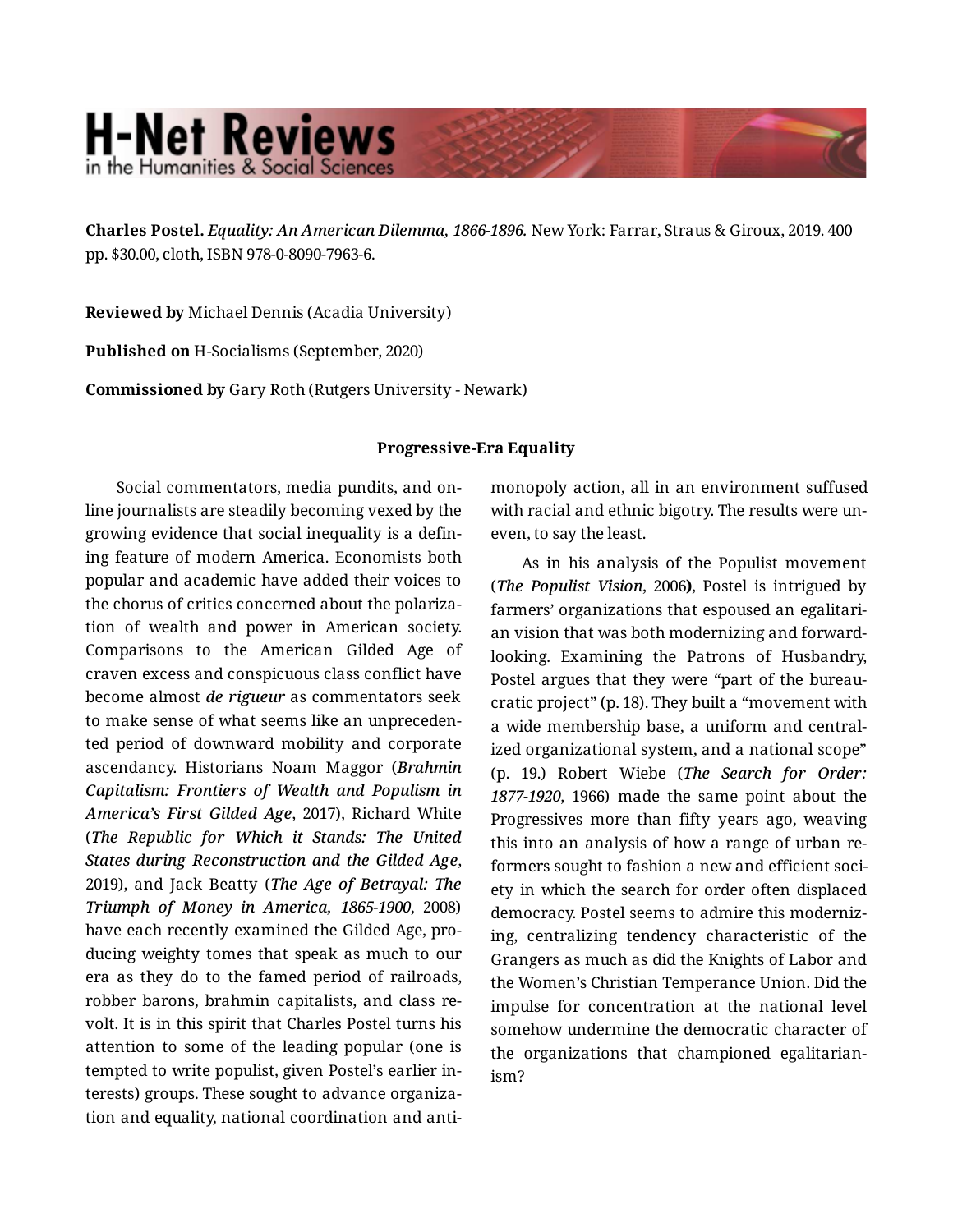**Charles Postel.** *Equality: An American Dilemma, 1866-1896.* New York: Farrar, Straus & Giroux, 2019. 400 pp. $30.00, cloth, ISBN 978-0-8090-7963-6.

**Reviewed by** Michael Dennis (Acadia University)

**Published on** H-Socialisms (September, 2020)

**Commissioned by** Gary Roth (Rutgers University - Newark)

**Progressive-Era Equality**

Social commentators, media pundits, and online journalists are steadily becoming vexed by the growing evidence that social inequality is a defining feature of modern America. Economists both popular and academic have added their voices to the chorus of critics concerned about the polarization of wealth and power in American society. Comparisons to the American Gilded Age of craven excess and conspicuous class conflict have become almost ***de rigueur*** as commentators seek to make sense of what seems like an unprecedented period of downward mobility and corporate ascendancy. Historians Noam Maggor (***Brahmin Capitalism: Frontiers of Wealth and Populism in America's First Gilded Age***, 2017), Richard White (***The Republic for Which it Stands: The United States during Reconstruction and the Gilded Age***, 2019), and Jack Beatty (***The Age of Betrayal: The Triumph of Money in America, 1865-1900***, 2008) have each recently examined the Gilded Age, producing weighty tomes that speak as much to our era as they do to the famed period of railroads, robber barons, brahmin capitalists, and class revolt. It is in this spirit that Charles Postel turns his attention to some of the leading popular (one is tempted to write populist, given Postel's earlier interests) groups. These sought to advance organization and equality, national coordination and antimonopoly action, all in an environment suffused with racial and ethnic bigotry. The results were uneven, to say the least.

As in his analysis of the Populist movement (***The Populist Vision***, 2006**)**, Postel is intrigued by farmers' organizations that espoused an egalitarian vision that was both modernizing and forward-looking. Examining the Patrons of Husbandry, Postel argues that they were "part of the bureaucratic project" (p. 18). They built a "movement with a wide membership base, a uniform and centralized organizational system, and a national scope" (p. 19.) Robert Wiebe (***The Search for Order: 1877-1920***, 1966) made the same point about the Progressives more than fifty years ago, weaving this into an analysis of how a range of urban reformers sought to fashion a new and efficient society in which the search for order often displaced democracy. Postel seems to admire this modernizing, centralizing tendency characteristic of the Grangers as much as did the Knights of Labor and the Women's Christian Temperance Union. Did the impulse for concentration at the national level somehow undermine the democratic character of the organizations that championed egalitarianism?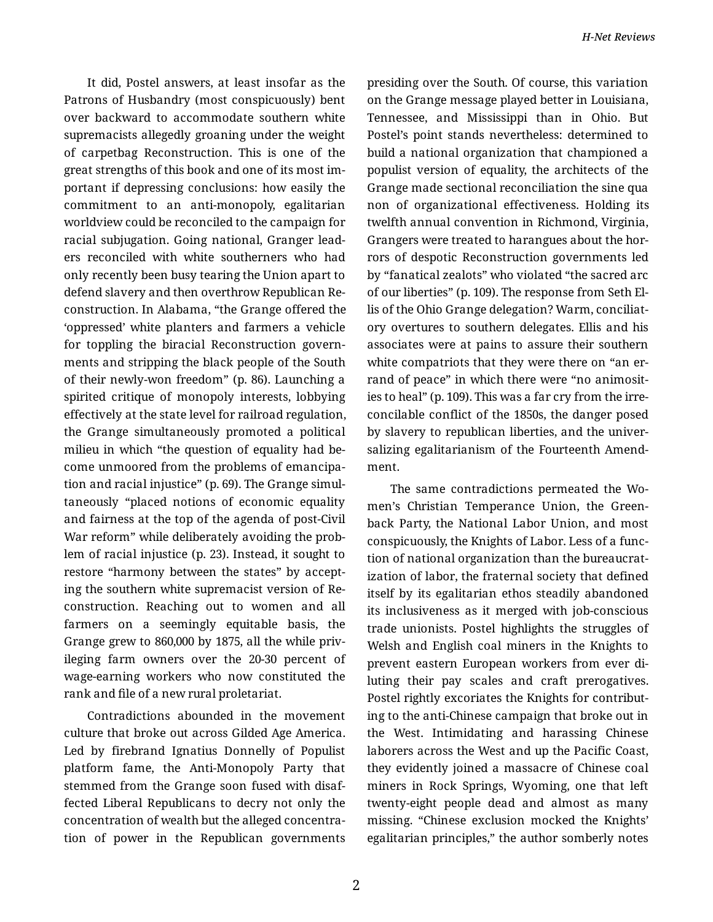It did, Postel answers, at least insofar as the Patrons of Husbandry (most conspicuously) bent over backward to accommodate southern white supremacists allegedly groaning under the weight of carpetbag Reconstruction. This is one of the great strengths of this book and one of its most important if depressing conclusions: how easily the commitment to an anti-monopoly, egalitarian worldview could be reconciled to the campaign for racial subjugation. Going national, Granger leaders reconciled with white southerners who had only recently been busy tearing the Union apart to defend slavery and then overthrow Republican Reconstruction. In Alabama, "the Grange offered the 'oppressed' white planters and farmers a vehicle for toppling the biracial Reconstruction governments and stripping the black people of the South of their newly-won freedom" (p. 86). Launching a spirited critique of monopoly interests, lobbying effectively at the state level for railroad regulation, the Grange simultaneously promoted a political milieu in which "the question of equality had become unmoored from the problems of emancipation and racial injustice" (p. 69). The Grange simultaneously "placed notions of economic equality and fairness at the top of the agenda of post-Civil War reform" while deliberately avoiding the problem of racial injustice (p. 23). Instead, it sought to restore "harmony between the states" by accepting the southern white supremacist version of Reconstruction. Reaching out to women and all farmers on a seemingly equitable basis, the Grange grew to 860,000 by 1875, all the while privileging farm owners over the 20-30 percent of wage-earning workers who now constituted the rank and file of a new rural proletariat.

Contradictions abounded in the movement culture that broke out across Gilded Age America. Led by firebrand Ignatius Donnelly of Populist platform fame, the Anti-Monopoly Party that stemmed from the Grange soon fused with disaffected Liberal Republicans to decry not only the concentration of wealth but the alleged concentration of power in the Republican governments presiding over the South. Of course, this variation on the Grange message played better in Louisiana, Tennessee, and Mississippi than in Ohio. But Postel's point stands nevertheless: determined to build a national organization that championed a populist version of equality, the architects of the Grange made sectional reconciliation the sine qua non of organizational effectiveness. Holding its twelfth annual convention in Richmond, Virginia, Grangers were treated to harangues about the horrors of despotic Reconstruction governments led by "fanatical zealots" who violated "the sacred arc of our liberties" (p. 109). The response from Seth Ellis of the Ohio Grange delegation? Warm, conciliatory overtures to southern delegates. Ellis and his associates were at pains to assure their southern white compatriots that they were there on "an errand of peace" in which there were "no animosities to heal" (p. 109). This was a far cry from the irreconcilable conflict of the 1850s, the danger posed by slavery to republican liberties, and the universalizing egalitarianism of the Fourteenth Amendment.

The same contradictions permeated the Women's Christian Temperance Union, the Greenback Party, the National Labor Union, and most conspicuously, the Knights of Labor. Less of a function of national organization than the bureaucratization of labor, the fraternal society that defined itself by its egalitarian ethos steadily abandoned its inclusiveness as it merged with job-conscious trade unionists. Postel highlights the struggles of Welsh and English coal miners in the Knights to prevent eastern European workers from ever diluting their pay scales and craft prerogatives. Postel rightly excoriates the Knights for contributing to the anti-Chinese campaign that broke out in the West. Intimidating and harassing Chinese laborers across the West and up the Pacific Coast, they evidently joined a massacre of Chinese coal miners in Rock Springs, Wyoming, one that left twenty-eight people dead and almost as many missing. "Chinese exclusion mocked the Knights' egalitarian principles," the author somberly notes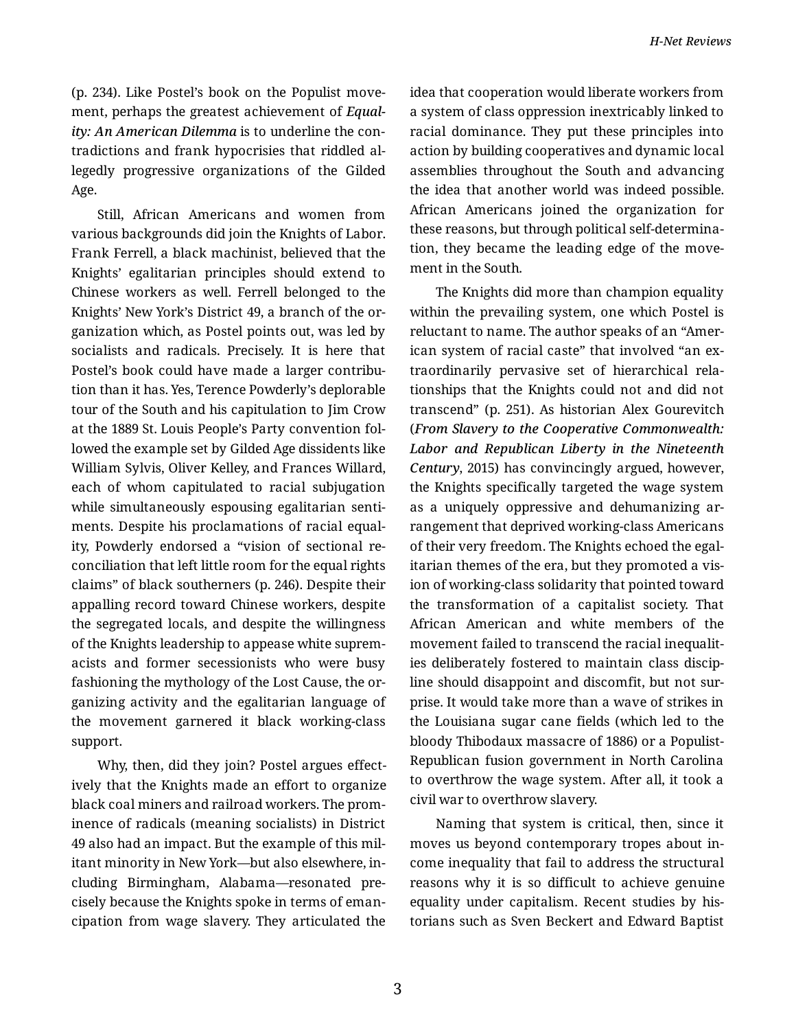(p. 234). Like Postel's book on the Populist movement, perhaps the greatest achievement of ***Equality: An American Dilemma*** is to underline the contradictions and frank hypocrisies that riddled allegedly progressive organizations of the Gilded Age.

Still, African Americans and women from various backgrounds did join the Knights of Labor. Frank Ferrell, a black machinist, believed that the Knights' egalitarian principles should extend to Chinese workers as well. Ferrell belonged to the Knights' New York's District 49, a branch of the organization which, as Postel points out, was led by socialists and radicals. Precisely. It is here that Postel's book could have made a larger contribution than it has. Yes, Terence Powderly's deplorable tour of the South and his capitulation to Jim Crow at the 1889 St. Louis People's Party convention followed the example set by Gilded Age dissidents like William Sylvis, Oliver Kelley, and Frances Willard, each of whom capitulated to racial subjugation while simultaneously espousing egalitarian sentiments. Despite his proclamations of racial equality, Powderly endorsed a "vision of sectional reconciliation that left little room for the equal rights claims" of black southerners (p. 246). Despite their appalling record toward Chinese workers, despite the segregated locals, and despite the willingness of the Knights leadership to appease white supremacists and former secessionists who were busy fashioning the mythology of the Lost Cause, the organizing activity and the egalitarian language of the movement garnered it black working-class support.

Why, then, did they join? Postel argues effectively that the Knights made an effort to organize black coal miners and railroad workers. The prominence of radicals (meaning socialists) in District 49 also had an impact. But the example of this militant minority in New York—but also elsewhere, including Birmingham, Alabama—resonated precisely because the Knights spoke in terms of emancipation from wage slavery. They articulated the idea that cooperation would liberate workers from a system of class oppression inextricably linked to racial dominance. They put these principles into action by building cooperatives and dynamic local assemblies throughout the South and advancing the idea that another world was indeed possible. African Americans joined the organization for these reasons, but through political self-determination, they became the leading edge of the movement in the South.

The Knights did more than champion equality within the prevailing system, one which Postel is reluctant to name. The author speaks of an "American system of racial caste" that involved "an extraordinarily pervasive set of hierarchical relationships that the Knights could not and did not transcend" (p. 251). As historian Alex Gourevitch (***From Slavery to the Cooperative Commonwealth: Labor and Republican Liberty in the Nineteenth Century***, 2015) has convincingly argued, however, the Knights specifically targeted the wage system as a uniquely oppressive and dehumanizing arrangement that deprived working-class Americans of their very freedom. The Knights echoed the egalitarian themes of the era, but they promoted a vision of working-class solidarity that pointed toward the transformation of a capitalist society. That African American and white members of the movement failed to transcend the racial inequalities deliberately fostered to maintain class discipline should disappoint and discomfit, but not surprise. It would take more than a wave of strikes in the Louisiana sugar cane fields (which led to the bloody Thibodaux massacre of 1886) or a Populist-Republican fusion government in North Carolina to overthrow the wage system. After all, it took a civil war to overthrow slavery.

Naming that system is critical, then, since it moves us beyond contemporary tropes about income inequality that fail to address the structural reasons why it is so difficult to achieve genuine equality under capitalism. Recent studies by historians such as Sven Beckert and Edward Baptist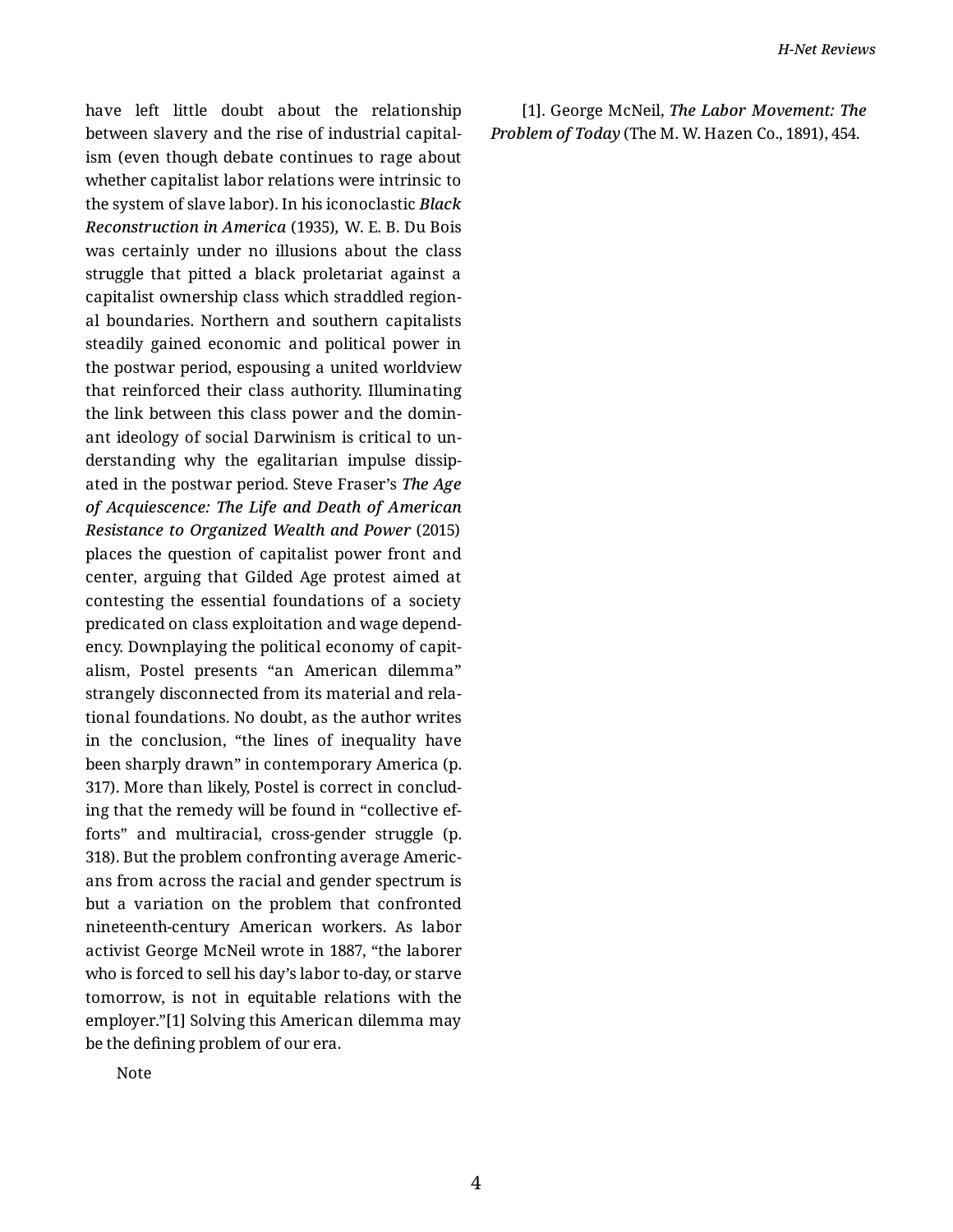have left little doubt about the relationship between slavery and the rise of industrial capitalism (even though debate continues to rage about whether capitalist labor relations were intrinsic to the system of slave labor). In his iconoclastic ***Black Reconstruction in America*** (1935), W. E. B. Du Bois was certainly under no illusions about the class struggle that pitted a black proletariat against a capitalist ownership class which straddled regional boundaries. Northern and southern capitalists steadily gained economic and political power in the postwar period, espousing a united worldview that reinforced their class authority. Illuminating the link between this class power and the dominant ideology of social Darwinism is critical to understanding why the egalitarian impulse dissipated in the postwar period. Steve Fraser's ***The Age of Acquiescence: The Life and Death of American Resistance to Organized Wealth and Power*** (2015) places the question of capitalist power front and center, arguing that Gilded Age protest aimed at contesting the essential foundations of a society predicated on class exploitation and wage dependency. Downplaying the political economy of capitalism, Postel presents "an American dilemma" strangely disconnected from its material and relational foundations. No doubt, as the author writes in the conclusion, "the lines of inequality have been sharply drawn" in contemporary America (p. 317). More than likely, Postel is correct in concluding that the remedy will be found in "collective efforts" and multiracial, cross-gender struggle (p. 318). But the problem confronting average Americans from across the racial and gender spectrum is but a variation on the problem that confronted nineteenth-century American workers. As labor activist George McNeil wrote in 1887, "the laborer who is forced to sell his day's labor to-day, or starve tomorrow, is not in equitable relations with the employer."[1] Solving this American dilemma may be the defining problem of our era.

Note

[1]. George McNeil, ***The Labor Movement: The Problem of Today*** (The M. W. Hazen Co., 1891), 454.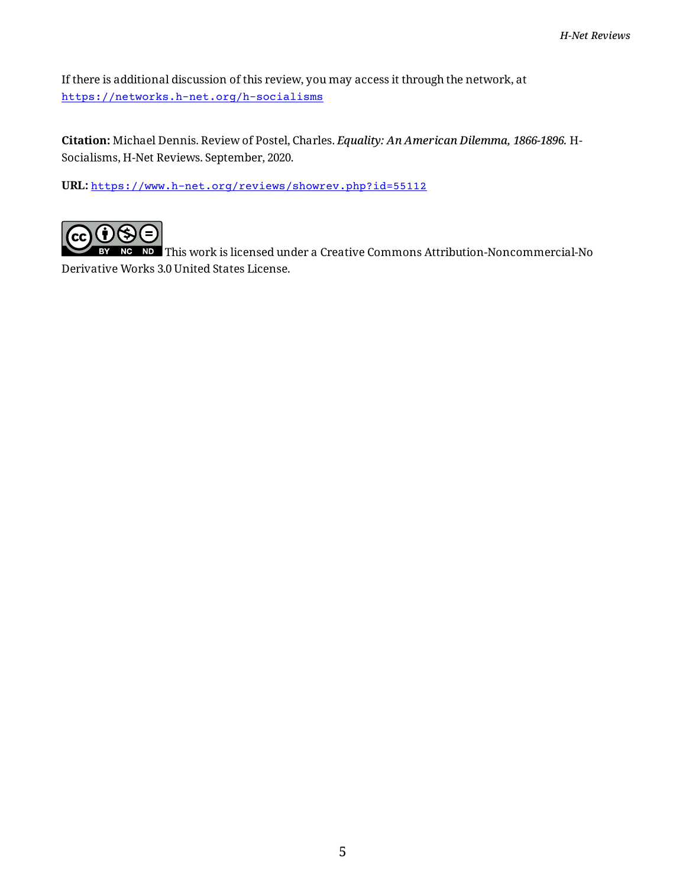If there is additional discussion of this review, you may access it through the network, at https://networks.h-net.org/h-socialisms

**Citation:** Michael Dennis. Review of Postel, Charles. *Equality: An American Dilemma, 1866-1896.* H-Socialisms, H-Net Reviews. September, 2020.

**URL:** https://www.h-net.org/reviews/showrev.php?id=55112

This work is licensed under a Creative Commons Attribution-Noncommercial-No Derivative Works 3.0 United States License.